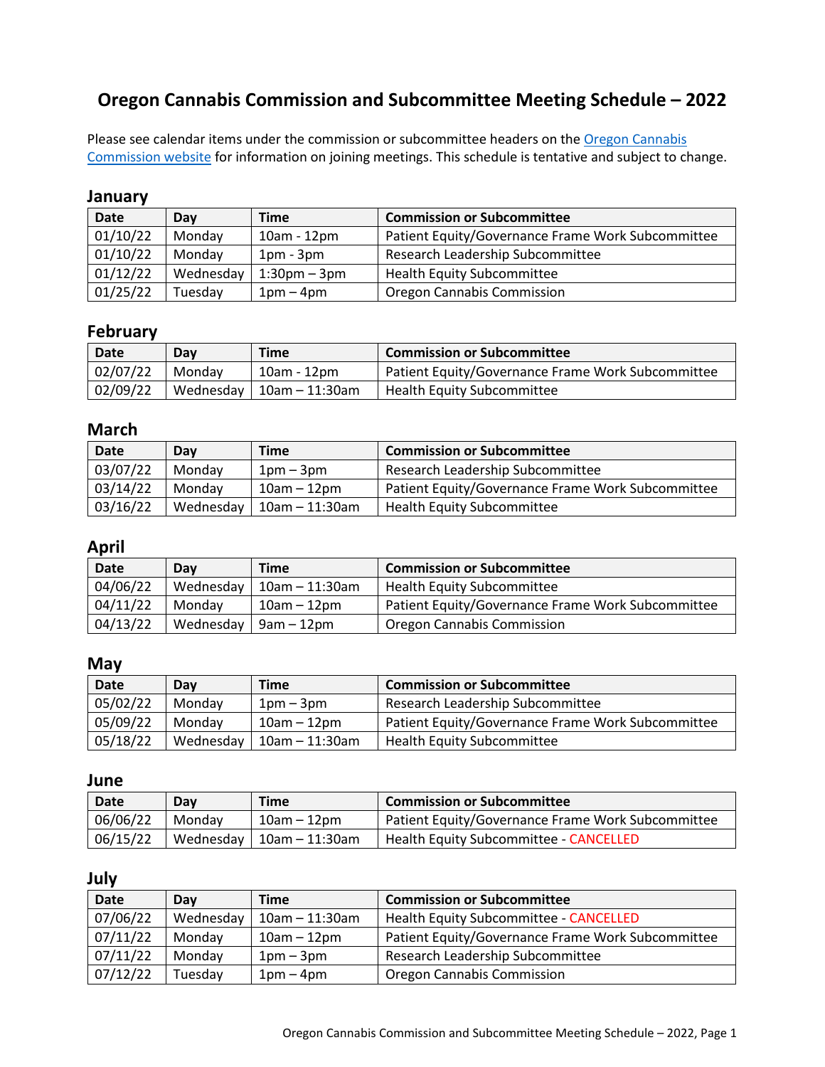# Oregon Cannabis Commission and Subcommittee Meeting Schedule – 2022

Please see calendar items under the commission or subcommittee headers on the [Oregon Cannabis Commission website](#) for information on joining meetings. This schedule is tentative and subject to change.

## January

| Date | Day | Time | Commission or Subcommittee |
|---|---|---|---|
| 01/10/22 | Monday | 10am - 12pm | Patient Equity/Governance Frame Work Subcommittee |
| 01/10/22 | Monday | 1pm - 3pm | Research Leadership Subcommittee |
| 01/12/22 | Wednesday | 1:30pm – 3pm | Health Equity Subcommittee |
| 01/25/22 | Tuesday | 1pm – 4pm | Oregon Cannabis Commission |

## February

| Date | Day | Time | Commission or Subcommittee |
|---|---|---|---|
| 02/07/22 | Monday | 10am - 12pm | Patient Equity/Governance Frame Work Subcommittee |
| 02/09/22 | Wednesday | 10am – 11:30am | Health Equity Subcommittee |

## March

| Date | Day | Time | Commission or Subcommittee |
|---|---|---|---|
| 03/07/22 | Monday | 1pm – 3pm | Research Leadership Subcommittee |
| 03/14/22 | Monday | 10am – 12pm | Patient Equity/Governance Frame Work Subcommittee |
| 03/16/22 | Wednesday | 10am – 11:30am | Health Equity Subcommittee |

## April

| Date | Day | Time | Commission or Subcommittee |
|---|---|---|---|
| 04/06/22 | Wednesday | 10am – 11:30am | Health Equity Subcommittee |
| 04/11/22 | Monday | 10am – 12pm | Patient Equity/Governance Frame Work Subcommittee |
| 04/13/22 | Wednesday | 9am – 12pm | Oregon Cannabis Commission |

## May

| Date | Day | Time | Commission or Subcommittee |
|---|---|---|---|
| 05/02/22 | Monday | 1pm – 3pm | Research Leadership Subcommittee |
| 05/09/22 | Monday | 10am – 12pm | Patient Equity/Governance Frame Work Subcommittee |
| 05/18/22 | Wednesday | 10am – 11:30am | Health Equity Subcommittee |

## June

| Date | Day | Time | Commission or Subcommittee |
|---|---|---|---|
| 06/06/22 | Monday | 10am – 12pm | Patient Equity/Governance Frame Work Subcommittee |
| 06/15/22 | Wednesday | 10am – 11:30am | Health Equity Subcommittee - CANCELLED |

## July

| Date | Day | Time | Commission or Subcommittee |
|---|---|---|---|
| 07/06/22 | Wednesday | 10am – 11:30am | Health Equity Subcommittee - CANCELLED |
| 07/11/22 | Monday | 10am – 12pm | Patient Equity/Governance Frame Work Subcommittee |
| 07/11/22 | Monday | 1pm – 3pm | Research Leadership Subcommittee |
| 07/12/22 | Tuesday | 1pm – 4pm | Oregon Cannabis Commission |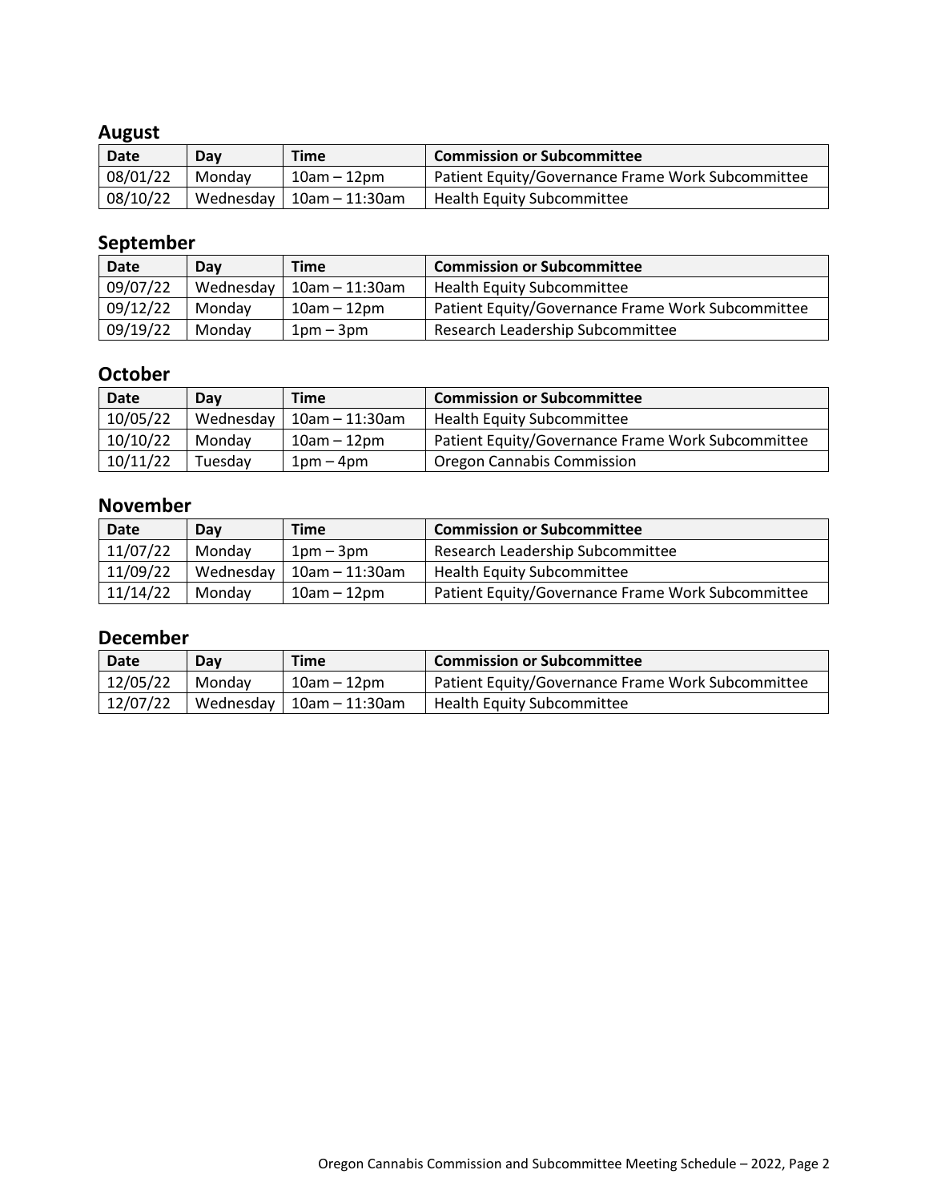## August

| Date | Day | Time | Commission or Subcommittee |
| --- | --- | --- | --- |
| 08/01/22 | Monday | 10am – 12pm | Patient Equity/Governance Frame Work Subcommittee |
| 08/10/22 | Wednesday | 10am – 11:30am | Health Equity Subcommittee |

## September

| Date | Day | Time | Commission or Subcommittee |
| --- | --- | --- | --- |
| 09/07/22 | Wednesday | 10am – 11:30am | Health Equity Subcommittee |
| 09/12/22 | Monday | 10am – 12pm | Patient Equity/Governance Frame Work Subcommittee |
| 09/19/22 | Monday | 1pm – 3pm | Research Leadership Subcommittee |

## October

| Date | Day | Time | Commission or Subcommittee |
| --- | --- | --- | --- |
| 10/05/22 | Wednesday | 10am – 11:30am | Health Equity Subcommittee |
| 10/10/22 | Monday | 10am – 12pm | Patient Equity/Governance Frame Work Subcommittee |
| 10/11/22 | Tuesday | 1pm – 4pm | Oregon Cannabis Commission |

## November

| Date | Day | Time | Commission or Subcommittee |
| --- | --- | --- | --- |
| 11/07/22 | Monday | 1pm – 3pm | Research Leadership Subcommittee |
| 11/09/22 | Wednesday | 10am – 11:30am | Health Equity Subcommittee |
| 11/14/22 | Monday | 10am – 12pm | Patient Equity/Governance Frame Work Subcommittee |

## December

| Date | Day | Time | Commission or Subcommittee |
| --- | --- | --- | --- |
| 12/05/22 | Monday | 10am – 12pm | Patient Equity/Governance Frame Work Subcommittee |
| 12/07/22 | Wednesday | 10am – 11:30am | Health Equity Subcommittee |